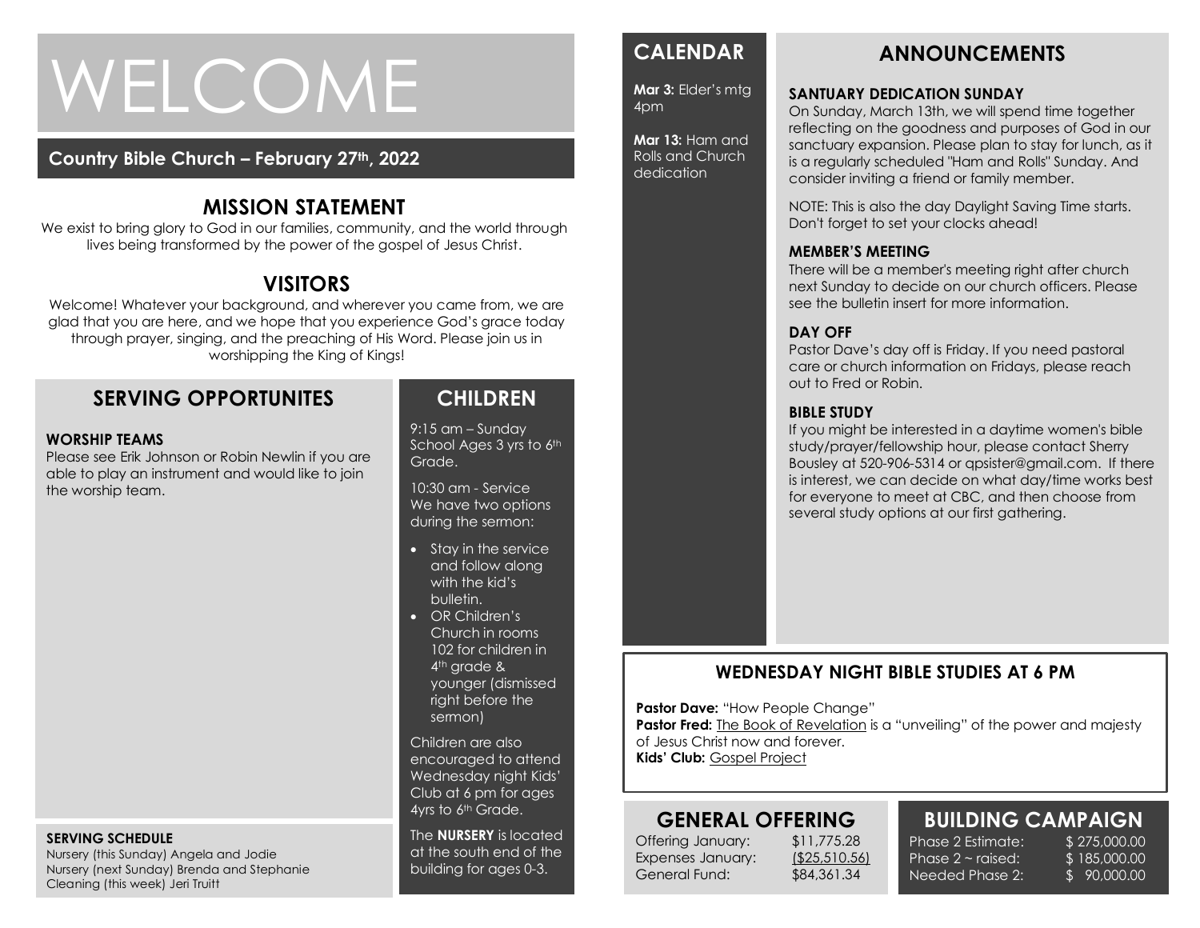# WELCOME

## Country Bible Church – February 27th, 2022

## MISSION STATEMENT

We exist to bring glory to God in our families, community, and the world through lives being transformed by the power of the gospel of Jesus Christ.

## VISITORS

Welcome! Whatever your background, and wherever you came from, we are glad that you are here, and we hope that you experience God's grace today through prayer, singing, and the preaching of His Word. Please join us in worshipping the King of Kings!

## SERVING OPPORTUNITES

**WORSHIP TEAMS**
Please see Erik Johnson or Robin Newlin if you are able to play an instrument and would like to join the worship team.

**SERVING SCHEDULE**
Nursery (this Sunday) Angela and Jodie
Nursery (next Sunday) Brenda and Stephanie
Cleaning (this week) Jeri Truitt

## CHILDREN

9:15 am – Sunday School Ages 3 yrs to 6th Grade.

10:30 am - Service
We have two options during the sermon:

- Stay in the service and follow along with the kid's bulletin.
- OR Children's Church in rooms 102 for children in 4th grade & younger (dismissed right before the sermon)

Children are also encouraged to attend Wednesday night Kids' Club at 6 pm for ages 4yrs to 6th Grade.

The **NURSERY** is located at the south end of the building for ages 0-3.

## CALENDAR

**Mar 3:** Elder's mtg 4pm

**Mar 13:** Ham and Rolls and Church dedication

## ANNOUNCEMENTS

**SANTUARY DEDICATION SUNDAY**
On Sunday, March 13th, we will spend time together reflecting on the goodness and purposes of God in our sanctuary expansion. Please plan to stay for lunch, as it is a regularly scheduled "Ham and Rolls" Sunday. And consider inviting a friend or family member.

NOTE: This is also the day Daylight Saving Time starts. Don't forget to set your clocks ahead!

**MEMBER'S MEETING**
There will be a member's meeting right after church next Sunday to decide on our church officers. Please see the bulletin insert for more information.

**DAY OFF**
Pastor Dave's day off is Friday. If you need pastoral care or church information on Fridays, please reach out to Fred or Robin.

**BIBLE STUDY**
If you might be interested in a daytime women's bible study/prayer/fellowship hour, please contact Sherry Bousley at 520-906-5314 or qpsister@gmail.com. If there is interest, we can decide on what day/time works best for everyone to meet at CBC, and then choose from several study options at our first gathering.

## WEDNESDAY NIGHT BIBLE STUDIES AT 6 PM

**Pastor Dave:** "How People Change"
**Pastor Fred:** The Book of Revelation is a "unveiling" of the power and majesty of Jesus Christ now and forever.
**Kids' Club:** Gospel Project

## GENERAL OFFERING

| | |
|---|---|
| Offering January: | $11,775.28 |
| Expenses January: | ($25,510.56) |
| General Fund: | $84,361.34 |

## BUILDING CAMPAIGN

| | |
|---|---|
| Phase 2 Estimate: | $ 275,000.00 |
| Phase 2 ~ raised: | $ 185,000.00 |
| Needed Phase 2: | $ 90,000.00 |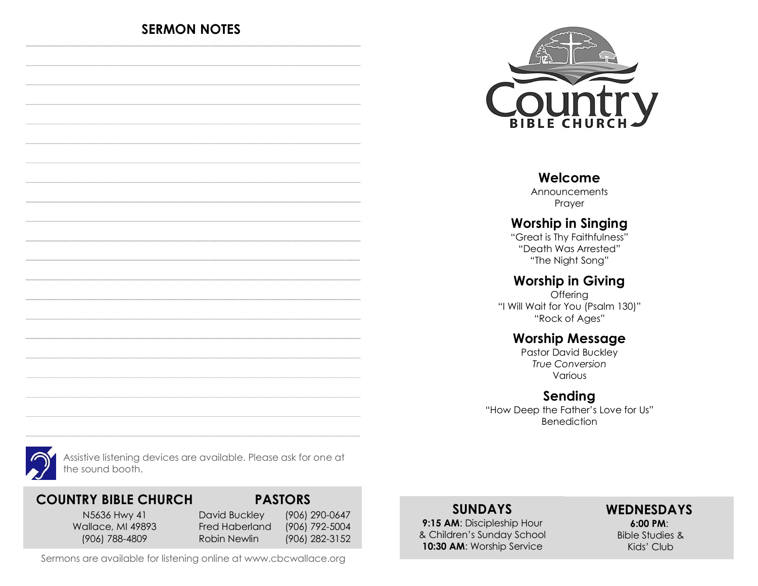## SERMON NOTES

Assistive listening devices are available. Please ask for one at the sound booth.

**COUNTRY BIBLE CHURCH**

N5636 Hwy 41
Wallace, MI 49893
(906) 788-4809

**PASTORS**

| | |
|---|---|
| David Buckley | (906) 290-0647 |
| Fred Haberland | (906) 792-5004 |
| Robin Newlin | (906) 282-3152 |

Sermons are available for listening online at www.cbcwallace.org

# Country BIBLE CHURCH

## Welcome

Announcements
Prayer

## Worship in Singing

"Great is Thy Faithfulness"
"Death Was Arrested"
"The Night Song"

## Worship in Giving

Offering
"I Will Wait for You (Psalm 130)"
"Rock of Ages"

## Worship Message

Pastor David Buckley
*True Conversion*
Various

## Sending

"How Deep the Father's Love for Us"
Benediction

**SUNDAYS**

**9:15 AM**: Discipleship Hour & Children's Sunday School
**10:30 AM**: Worship Service

**WEDNESDAYS**

**6:00 PM**: Bible Studies & Kids' Club